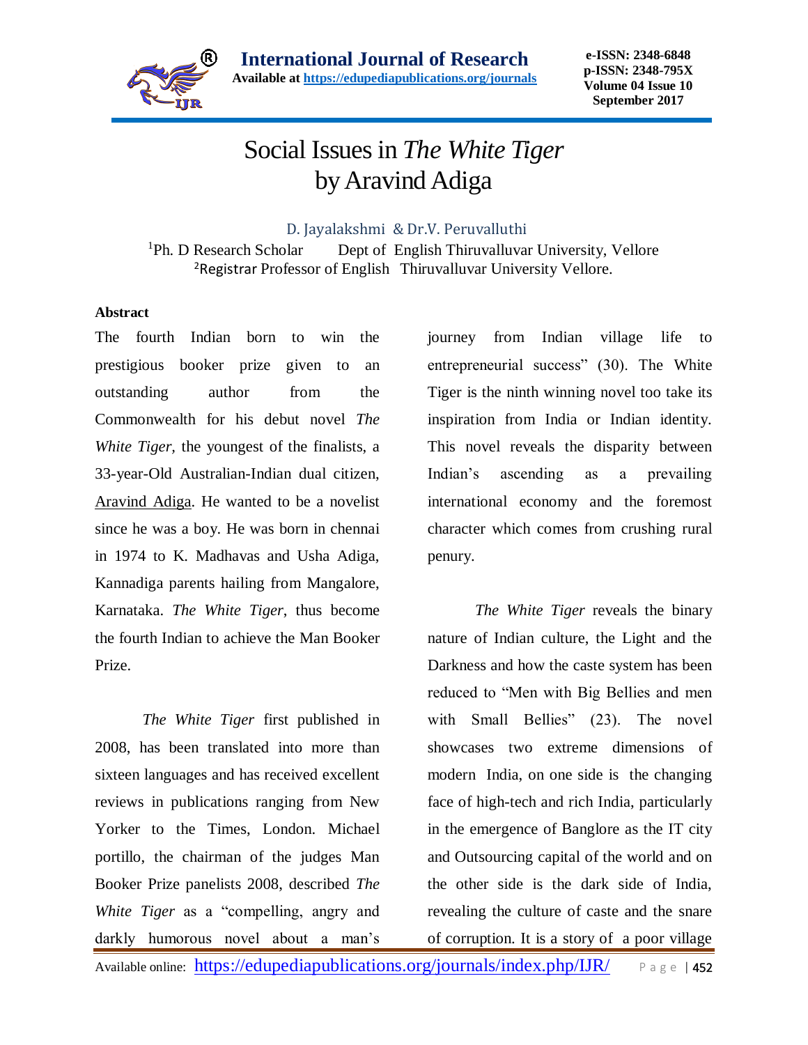# Social Issues in *The White Tiger* by Aravind Adiga

D. Jayalakshmi & Dr.V. Peruvalluthi

[1]Ph. D Research Scholar Dept of English Thiruvalluvar University, Vellore
[2]Registrar Professor of English Thiruvalluvar University Vellore.

**Abstract**

The fourth Indian born to win the prestigious booker prize given to an outstanding author from the Commonwealth for his debut novel *The White Tiger,* the youngest of the finalists, a 33-year-Old Australian-Indian dual citizen, Aravind Adiga. He wanted to be a novelist since he was a boy. He was born in chennai in 1974 to K. Madhavas and Usha Adiga, Kannadiga parents hailing from Mangalore, Karnataka. *The White Tiger*, thus become the fourth Indian to achieve the Man Booker Prize.

*The White Tiger* first published in 2008, has been translated into more than sixteen languages and has received excellent reviews in publications ranging from New Yorker to the Times, London. Michael portillo, the chairman of the judges Man Booker Prize panelists 2008, described *The White Tiger* as a "compelling, angry and darkly humorous novel about a man's journey from Indian village life to entrepreneurial success" (30). The White Tiger is the ninth winning novel too take its inspiration from India or Indian identity. This novel reveals the disparity between Indian's ascending as a prevailing international economy and the foremost character which comes from crushing rural penury.

*The White Tiger* reveals the binary nature of Indian culture, the Light and the Darkness and how the caste system has been reduced to "Men with Big Bellies and men with Small Bellies" (23). The novel showcases two extreme dimensions of modern India, on one side is the changing face of high-tech and rich India, particularly in the emergence of Banglore as the IT city and Outsourcing capital of the world and on the other side is the dark side of India, revealing the culture of caste and the snare of corruption. It is a story of a poor village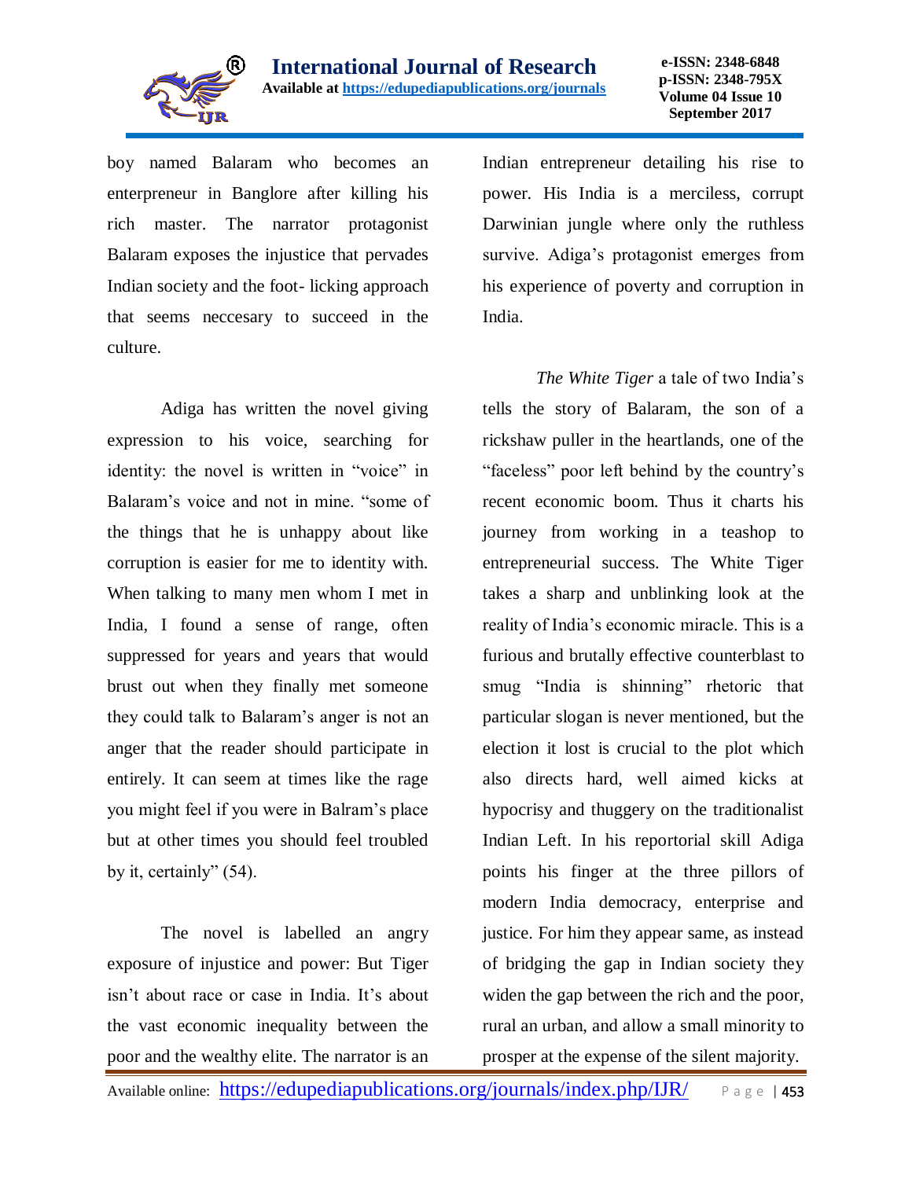boy named Balaram who becomes an enterpreneur in Banglore after killing his rich master. The narrator protagonist Balaram exposes the injustice that pervades Indian society and the foot- licking approach that seems neccesary to succeed in the culture.

Adiga has written the novel giving expression to his voice, searching for identity: the novel is written in "voice" in Balaram's voice and not in mine. "some of the things that he is unhappy about like corruption is easier for me to identity with. When talking to many men whom I met in India, I found a sense of range, often suppressed for years and years that would brust out when they finally met someone they could talk to Balaram's anger is not an anger that the reader should participate in entirely. It can seem at times like the rage you might feel if you were in Balram's place but at other times you should feel troubled by it, certainly" (54).

The novel is labelled an angry exposure of injustice and power: But Tiger isn't about race or case in India. It's about the vast economic inequality between the poor and the wealthy elite. The narrator is an Indian entrepreneur detailing his rise to power. His India is a merciless, corrupt Darwinian jungle where only the ruthless survive. Adiga's protagonist emerges from his experience of poverty and corruption in India.

*The White Tiger* a tale of two India's tells the story of Balaram, the son of a rickshaw puller in the heartlands, one of the "faceless" poor left behind by the country's recent economic boom. Thus it charts his journey from working in a teashop to entrepreneurial success. The White Tiger takes a sharp and unblinking look at the reality of India's economic miracle. This is a furious and brutally effective counterblast to smug "India is shinning" rhetoric that particular slogan is never mentioned, but the election it lost is crucial to the plot which also directs hard, well aimed kicks at hypocrisy and thuggery on the traditionalist Indian Left. In his reportorial skill Adiga points his finger at the three pillors of modern India democracy, enterprise and justice. For him they appear same, as instead of bridging the gap in Indian society they widen the gap between the rich and the poor, rural an urban, and allow a small minority to prosper at the expense of the silent majority.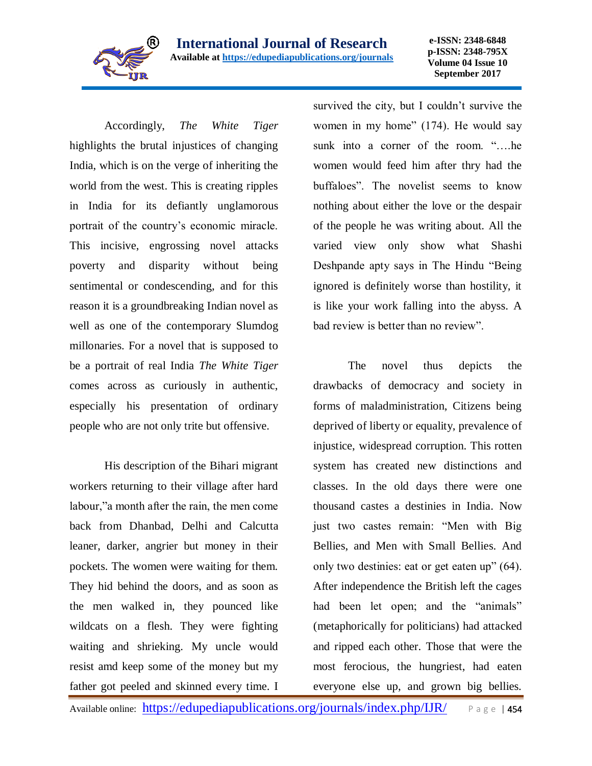Accordingly, *The White Tiger* highlights the brutal injustices of changing India, which is on the verge of inheriting the world from the west. This is creating ripples in India for its defiantly unglamorous portrait of the country's economic miracle. This incisive, engrossing novel attacks poverty and disparity without being sentimental or condescending, and for this reason it is a groundbreaking Indian novel as well as one of the contemporary Slumdog millonaries. For a novel that is supposed to be a portrait of real India *The White Tiger* comes across as curiously in authentic, especially his presentation of ordinary people who are not only trite but offensive.

His description of the Bihari migrant workers returning to their village after hard labour,"a month after the rain, the men come back from Dhanbad, Delhi and Calcutta leaner, darker, angrier but money in their pockets. The women were waiting for them. They hid behind the doors, and as soon as the men walked in, they pounced like wildcats on a flesh. They were fighting waiting and shrieking. My uncle would resist amd keep some of the money but my father got peeled and skinned every time. I survived the city, but I couldn't survive the women in my home" (174). He would say sunk into a corner of the room. "….he women would feed him after thry had the buffaloes". The novelist seems to know nothing about either the love or the despair of the people he was writing about. All the varied view only show what Shashi Deshpande apty says in The Hindu "Being ignored is definitely worse than hostility, it is like your work falling into the abyss. A bad review is better than no review".

The novel thus depicts the drawbacks of democracy and society in forms of maladministration, Citizens being deprived of liberty or equality, prevalence of injustice, widespread corruption. This rotten system has created new distinctions and classes. In the old days there were one thousand castes a destinies in India. Now just two castes remain: "Men with Big Bellies, and Men with Small Bellies. And only two destinies: eat or get eaten up" (64). After independence the British left the cages had been let open; and the "animals" (metaphorically for politicians) had attacked and ripped each other. Those that were the most ferocious, the hungriest, had eaten everyone else up, and grown big bellies.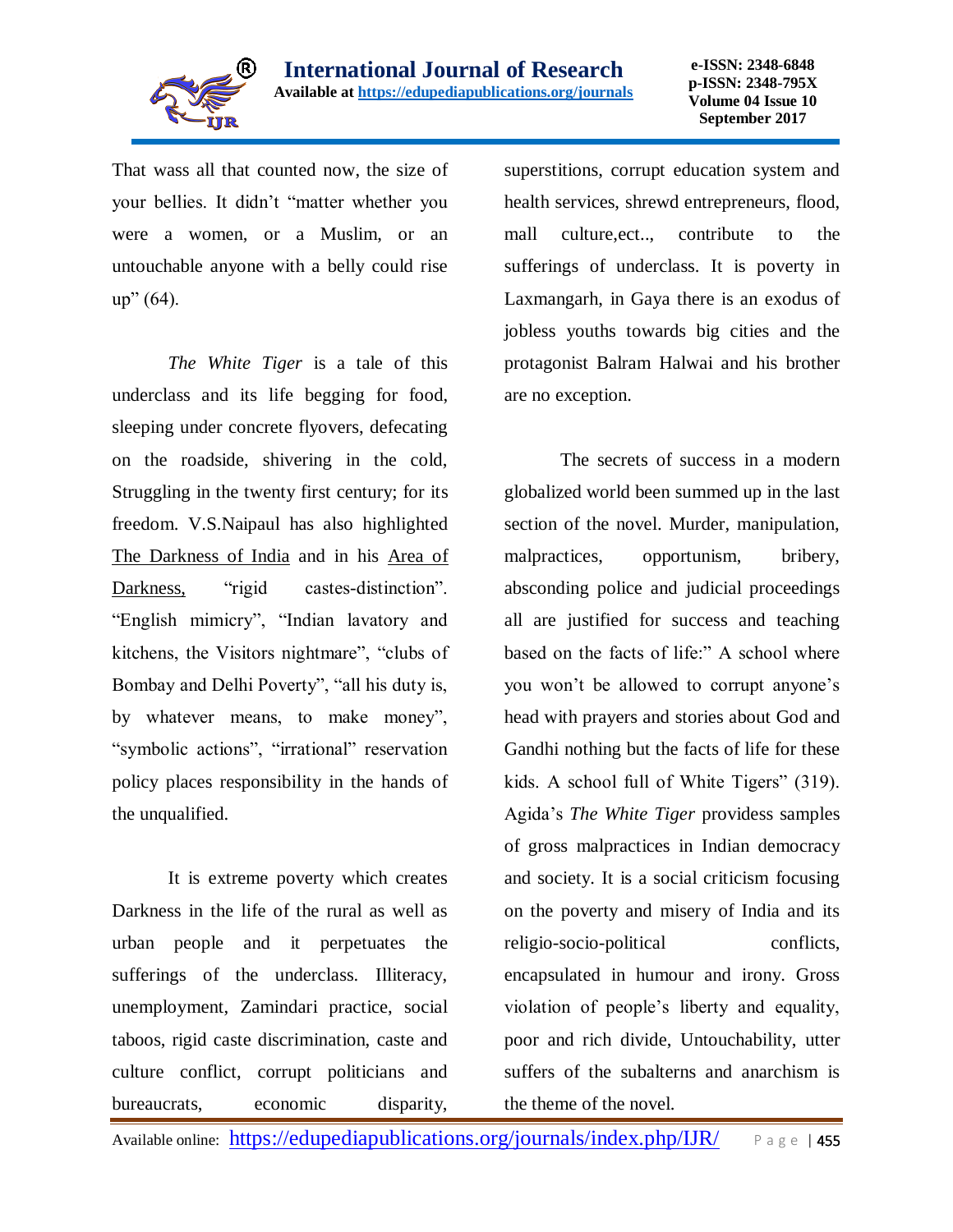That wass all that counted now, the size of your bellies. It didn't "matter whether you were a women, or a Muslim, or an untouchable anyone with a belly could rise up" (64).

*The White Tiger* is a tale of this underclass and its life begging for food, sleeping under concrete flyovers, defecating on the roadside, shivering in the cold, Struggling in the twenty first century; for its freedom. V.S.Naipaul has also highlighted The Darkness of India and in his Area of Darkness, "rigid castes-distinction". "English mimicry", "Indian lavatory and kitchens, the Visitors nightmare", "clubs of Bombay and Delhi Poverty", "all his duty is, by whatever means, to make money", "symbolic actions", "irrational" reservation policy places responsibility in the hands of the unqualified.

It is extreme poverty which creates Darkness in the life of the rural as well as urban people and it perpetuates the sufferings of the underclass. Illiteracy, unemployment, Zamindari practice, social taboos, rigid caste discrimination, caste and culture conflict, corrupt politicians and bureaucrats, economic disparity, superstitions, corrupt education system and health services, shrewd entrepreneurs, flood, mall culture,ect.., contribute to the sufferings of underclass. It is poverty in Laxmangarh, in Gaya there is an exodus of jobless youths towards big cities and the protagonist Balram Halwai and his brother are no exception.

The secrets of success in a modern globalized world been summed up in the last section of the novel. Murder, manipulation, malpractices, opportunism, bribery, absconding police and judicial proceedings all are justified for success and teaching based on the facts of life:" A school where you won't be allowed to corrupt anyone's head with prayers and stories about God and Gandhi nothing but the facts of life for these kids. A school full of White Tigers" (319). Agida's *The White Tiger* providess samples of gross malpractices in Indian democracy and society. It is a social criticism focusing on the poverty and misery of India and its religio-socio-political conflicts, encapsulated in humour and irony. Gross violation of people's liberty and equality, poor and rich divide, Untouchability, utter suffers of the subalterns and anarchism is the theme of the novel.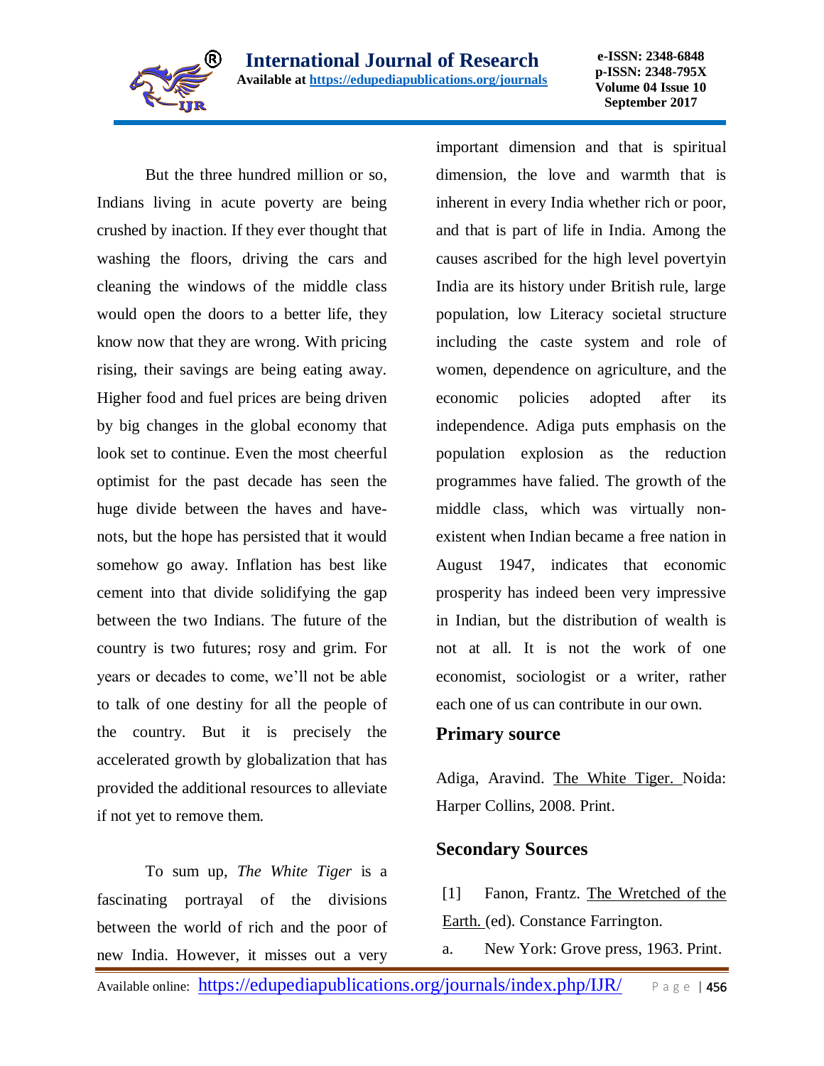But the three hundred million or so, Indians living in acute poverty are being crushed by inaction. If they ever thought that washing the floors, driving the cars and cleaning the windows of the middle class would open the doors to a better life, they know now that they are wrong. With pricing rising, their savings are being eating away. Higher food and fuel prices are being driven by big changes in the global economy that look set to continue. Even the most cheerful optimist for the past decade has seen the huge divide between the haves and have-nots, but the hope has persisted that it would somehow go away. Inflation has best like cement into that divide solidifying the gap between the two Indians. The future of the country is two futures; rosy and grim. For years or decades to come, we'll not be able to talk of one destiny for all the people of the country. But it is precisely the accelerated growth by globalization that has provided the additional resources to alleviate if not yet to remove them.

To sum up, *The White Tiger* is a fascinating portrayal of the divisions between the world of rich and the poor of new India. However, it misses out a very important dimension and that is spiritual dimension, the love and warmth that is inherent in every India whether rich or poor, and that is part of life in India. Among the causes ascribed for the high level povertyin India are its history under British rule, large population, low Literacy societal structure including the caste system and role of women, dependence on agriculture, and the economic policies adopted after its independence. Adiga puts emphasis on the population explosion as the reduction programmes have falied. The growth of the middle class, which was virtually non-existent when Indian became a free nation in August 1947, indicates that economic prosperity has indeed been very impressive in Indian, but the distribution of wealth is not at all. It is not the work of one economist, sociologist or a writer, rather each one of us can contribute in our own.

## Primary source

Adiga, Aravind. The White Tiger. Noida: Harper Collins, 2008. Print.

## Secondary Sources

[1] Fanon, Frantz. The Wretched of the Earth. (ed). Constance Farrington.

a. New York: Grove press, 1963. Print.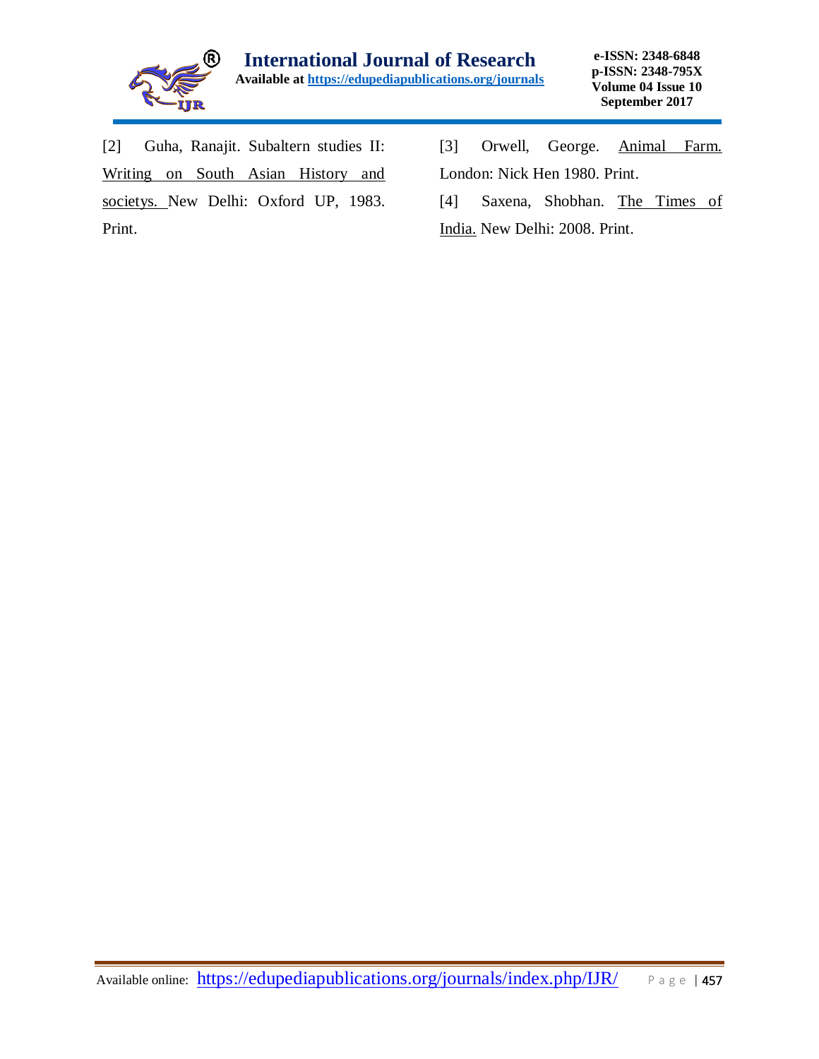[2] Guha, Ranajit. Subaltern studies II: Writing on South Asian History and societys. New Delhi: Oxford UP, 1983. Print.

[3] Orwell, George. Animal Farm. London: Nick Hen 1980. Print.

[4] Saxena, Shobhan. The Times of India. New Delhi: 2008. Print.